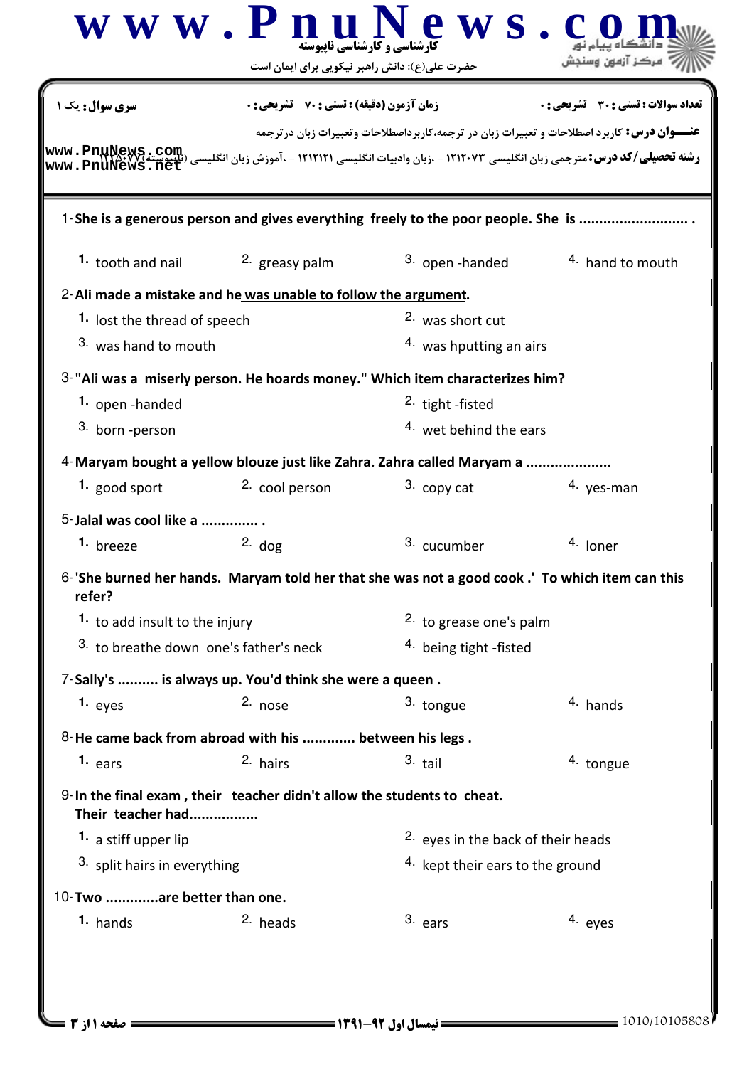**سری سوال:** یک ۱

**زمان آزمون (دقیقه) : تستی : ۷۰ تشریحی : ۰**

**تعداد سوالات : تستی : ۳۰ تشریحی : ۰**

**عنـــوان درس:** کاربرد اصطلاحات و تعبیرات زبان در ترجمه،کاربرداصطلاحات وتعبیرات زبان درترجمه

**رشته تحصیلی/کد درس:** مترجمی زبان انگلیسی ۱۲۱۲۰۷۳ - ،زبان وادبیات انگلیسی ۱۲۱۲۱۲۱ - ،آموزش زبان انگلیسی (ناپیوسته)۱۲۱۵۰۷۷

1-**She is a generous person and gives everything freely to the poor people. She is .......................... .**

1. tooth and nail
2. greasy palm
3. open -handed
4. hand to mouth

2-**Ali made a mistake and he was unable to follow the argument.**

1. lost the thread of speech
2. was short cut
3. was hand to mouth
4. was hputting an airs

3-**"Ali was a miserly person. He hoards money." Which item characterizes him?**

1. open -handed
2. tight -fisted
3. born -person
4. wet behind the ears

4-**Maryam bought a yellow blouze just like Zahra. Zahra called Maryam a ....................**

1. good sport
2. cool person
3. copy cat
4. yes-man

5-**Jalal was cool like a ............. .**

1. breeze
2. dog
3. cucumber
4. loner

6-**'She burned her hands. Maryam told her that she was not a good cook .' To which item can this refer?**

1. to add insult to the injury
2. to grease one's palm
3. to breathe down one's father's neck
4. being tight -fisted

7-**Sally's .......... is always up. You'd think she were a queen .**

1. eyes
2. nose
3. tongue
4. hands

8-**He came back from abroad with his ............ between his legs .**

1. ears
2. hairs
3. tail
4. tongue

9-**In the final exam , their teacher didn't allow the students to cheat. Their teacher had................**

1. a stiff upper lip
2. eyes in the back of their heads
3. split hairs in everything
4. kept their ears to the ground

10-**Two ............are better than one.**

1. hands
2. heads
3. ears
4. eyes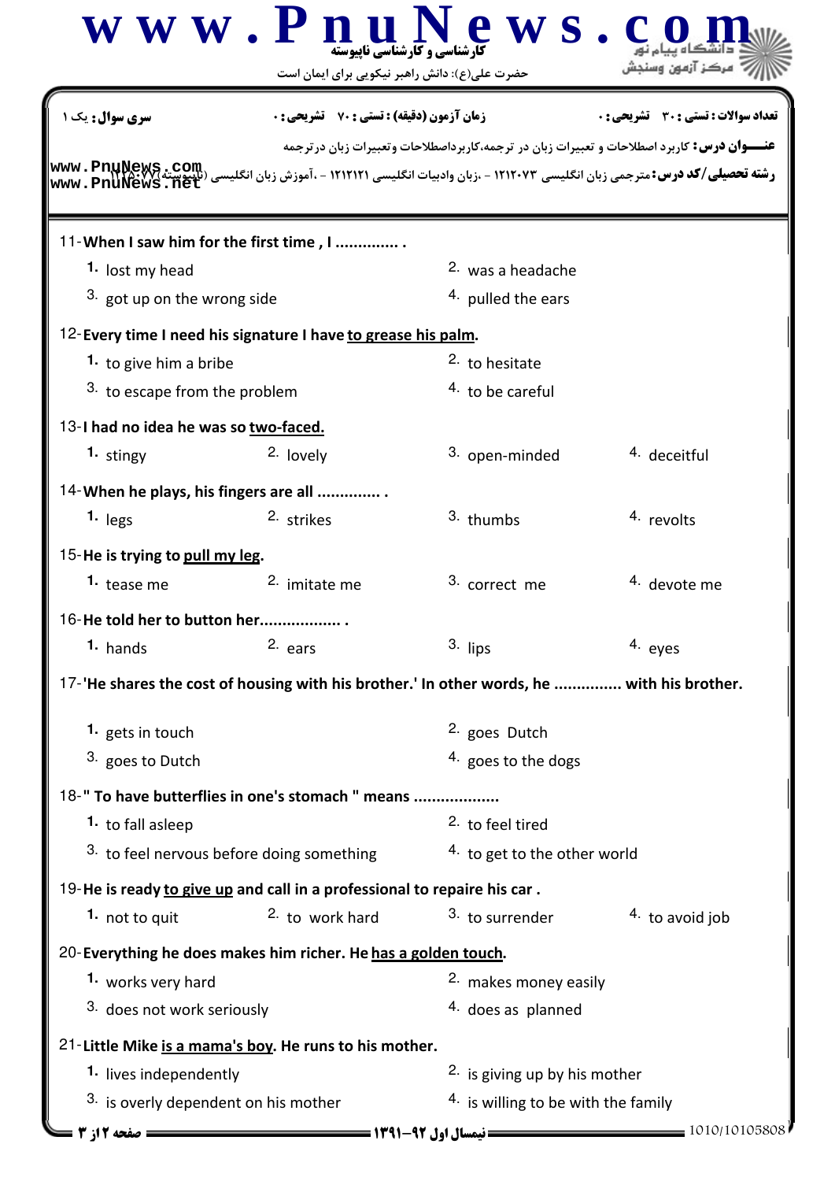**سری سوال:** یک ۱ | **زمان آزمون (دقیقه) : تستی : ۷۰ تشریحی : ۰** | **تعداد سوالات : تستی : ۳۰ تشریحی : ۰**

**عنـــوان درس:** کاربرد اصطلاحات و تعبیرات زبان در ترجمه،کاربرداصطلاحات وتعبیرات زبان درترجمه

**رشته تحصیلی/کد درس:** مترجمی زبان انگلیسی ۱۲۱۲۰۷۳ - ،زبان وادبیات انگلیسی ۱۲۱۲۱۲۱ - ،آموزش زبان انگلیسی (ناپیوسته) ۱۲۱۵۰۷۷

11-**When I saw him for the first time , I .............. .**

1. lost my head
2. was a headache
3. got up on the wrong side
4. pulled the ears

12-**Every time I need his signature I have <u>to grease his palm</u>.**

1. to give him a bribe
2. to hesitate
3. to escape from the problem
4. to be careful

13-**I had no idea he was so <u>two-faced.</u>**

1. stingy
2. lovely
3. open-minded
4. deceitful

14-**When he plays, his fingers are all .............. .**

1. legs
2. strikes
3. thumbs
4. revolts

15-**He is trying to <u>pull my leg</u>.**

1. tease me
2. imitate me
3. correct me
4. devote me

16-**He told her to button her.................. .**

1. hands
2. ears
3. lips
4. eyes

17-**'He shares the cost of housing with his brother.' In other words, he .............. with his brother.**

1. gets in touch
2. goes Dutch
3. goes to Dutch
4. goes to the dogs

18-**" To have butterflies in one's stomach " means ..................**

1. to fall asleep
2. to feel tired
3. to feel nervous before doing something
4. to get to the other world

19-**He is ready <u>to give up</u> and call in a professional to repaire his car .**

1. not to quit
2. to work hard
3. to surrender
4. to avoid job

20-**Everything he does makes him richer. He <u>has a golden touch</u>.**

1. works very hard
2. makes money easily
3. does not work seriously
4. does as planned

21-**Little Mike <u>is a mama's boy</u>. He runs to his mother.**

1. lives independently
2. is giving up by his mother
3. is overly dependent on his mother
4. is willing to be with the family

**نیمسال اول ۹۲-۱۳۹۱** | 1010/10105808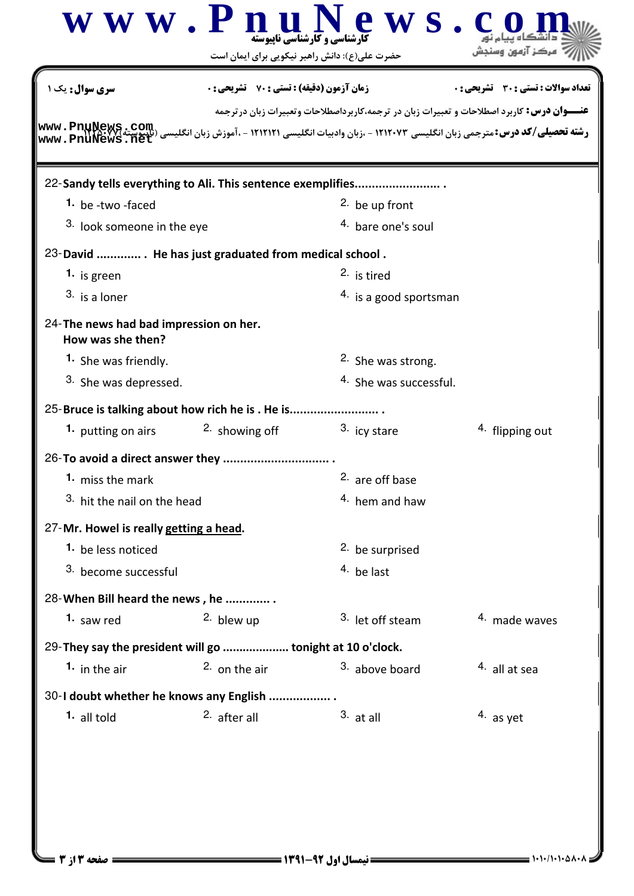**سری سوال:** یک ۱ | **زمان آزمون (دقیقه) : تستی :** ۷۰ **تشریحی :** ۰ | **تعداد سوالات : تستی :** ۳۰ **تشریحی :** ۰

**عنـــوان درس:** کاربرد اصطلاحات و تعبیرات زبان در ترجمه،کاربرداصطلاحات وتعبیرات زبان درترجمه

**رشته تحصیلی/کد درس:** مترجمی زبان انگلیسی ۱۲۱۲۰۷۳ - ،زبان وادبیات انگلیسی ۱۲۱۲۱۲۱ - ،آموزش زبان انگلیسی (ناپیوسته)۱۱۲۵۰۷۷

22- **Sandy tells everything to Ali. This sentence exemplifies........................ .**

1. be -two -faced
2. be up front
3. look someone in the eye
4. bare one's soul

23- **David ............. . He has just graduated from medical school .**

1. is green
2. is tired
3. is a loner
4. is a good sportsman

24- **The news had bad impression on her.**
**How was she then?**

1. She was friendly.
2. She was strong.
3. She was depressed.
4. She was successful.

25- **Bruce is talking about how rich he is . He is......................... .**

1. putting on airs
2. showing off
3. icy stare
4. flipping out

26- **To avoid a direct answer they .............................. .**

1. miss the mark
2. are off base
3. hit the nail on the head
4. hem and haw

27- **Mr. Howel is really getting a head.**

1. be less noticed
2. be surprised
3. become successful
4. be last

28- **When Bill heard the news , he ............. .**

1. saw red
2. blew up
3. let off steam
4. made waves

29- **They say the president will go .................... tonight at 10 o'clock.**

1. in the air
2. on the air
3. above board
4. all at sea

30- **I doubt whether he knows any English .................. .**

1. all told
2. after all
3. at all
4. as yet